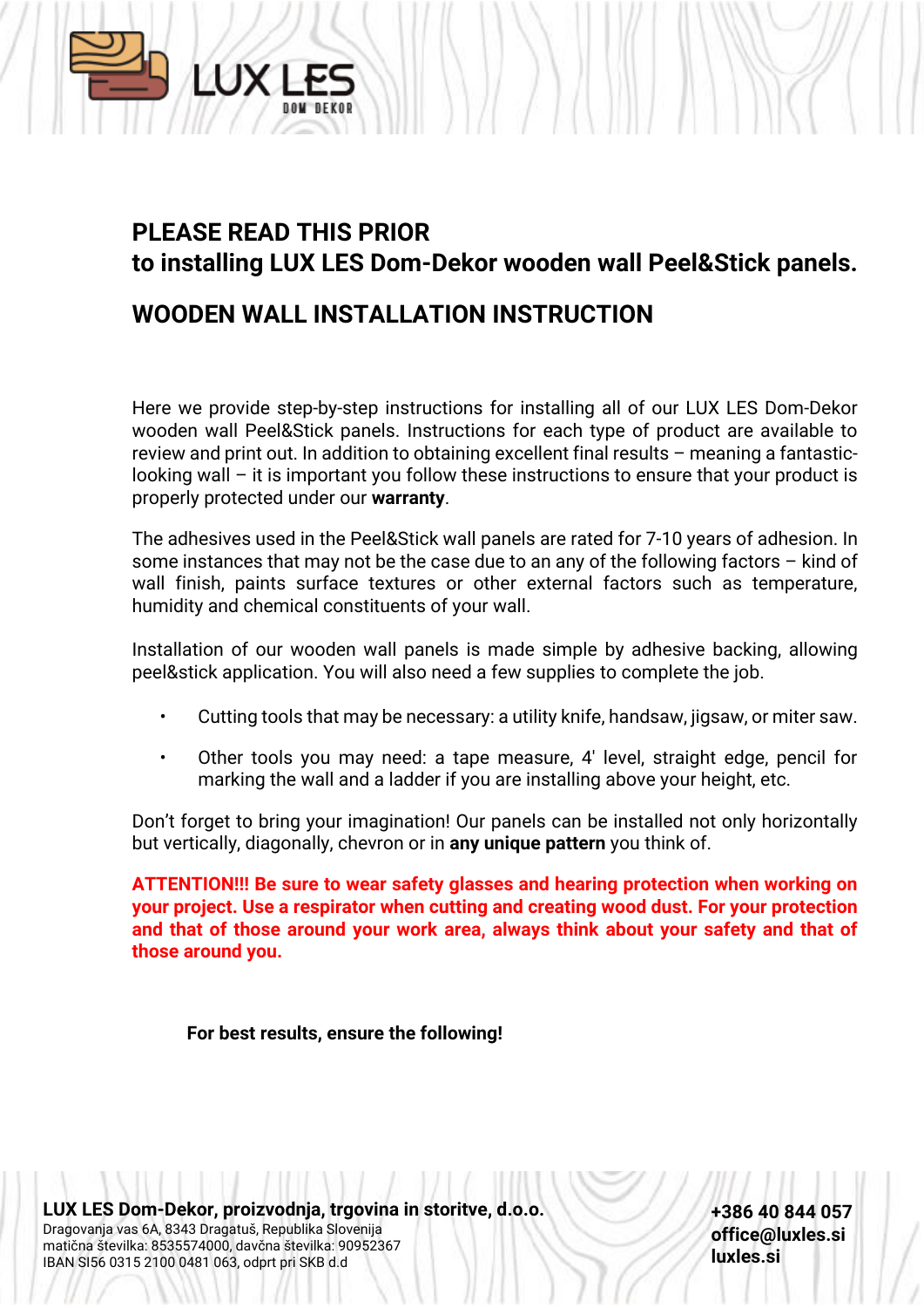## PLEASE READ THIS PRIOR
## to installing LUX LES Dom-Dekor wooden wall Peel&Stick panels.

## WOODEN WALL INSTALLATION INSTRUCTION

Here we provide step-by-step instructions for installing all of our LUX LES Dom-Dekor wooden wall Peel&Stick panels. Instructions for each type of product are available to review and print out. In addition to obtaining excellent final results – meaning a fantastic-looking wall – it is important you follow these instructions to ensure that your product is properly protected under our **warranty**.

The adhesives used in the Peel&Stick wall panels are rated for 7-10 years of adhesion. In some instances that may not be the case due to an any of the following factors – kind of wall finish, paints surface textures or other external factors such as temperature, humidity and chemical constituents of your wall.

Installation of our wooden wall panels is made simple by adhesive backing, allowing peel&stick application. You will also need a few supplies to complete the job.

- Cutting tools that may be necessary: a utility knife, handsaw, jigsaw, or miter saw.
- Other tools you may need: a tape measure, 4' level, straight edge, pencil for marking the wall and a ladder if you are installing above your height, etc.

Don't forget to bring your imagination! Our panels can be installed not only horizontally but vertically, diagonally, chevron or in **any unique pattern** you think of.

**ATTENTION!!! Be sure to wear safety glasses and hearing protection when working on your project. Use a respirator when cutting and creating wood dust. For your protection and that of those around your work area, always think about your safety and that of those around you.**

**For best results, ensure the following!**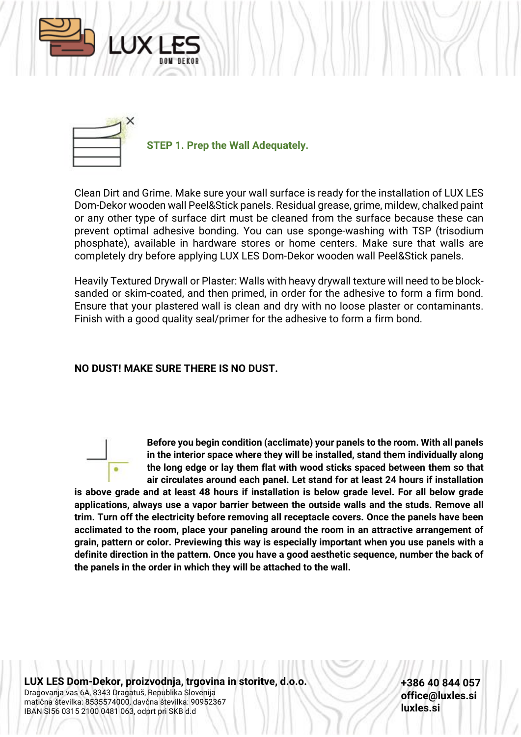## STEP 1. Prep the Wall Adequately.

Clean Dirt and Grime. Make sure your wall surface is ready for the installation of LUX LES Dom-Dekor wooden wall Peel&Stick panels. Residual grease, grime, mildew, chalked paint or any other type of surface dirt must be cleaned from the surface because these can prevent optimal adhesive bonding. You can use sponge-washing with TSP (trisodium phosphate), available in hardware stores or home centers. Make sure that walls are completely dry before applying LUX LES Dom-Dekor wooden wall Peel&Stick panels.

Heavily Textured Drywall or Plaster: Walls with heavy drywall texture will need to be block-sanded or skim-coated, and then primed, in order for the adhesive to form a firm bond. Ensure that your plastered wall is clean and dry with no loose plaster or contaminants. Finish with a good quality seal/primer for the adhesive to form a firm bond.

**NO DUST! MAKE SURE THERE IS NO DUST.**

**Before you begin condition (acclimate) your panels to the room. With all panels in the interior space where they will be installed, stand them individually along the long edge or lay them flat with wood sticks spaced between them so that air circulates around each panel. Let stand for at least 24 hours if installation is above grade and at least 48 hours if installation is below grade level. For all below grade applications, always use a vapor barrier between the outside walls and the studs. Remove all trim. Turn off the electricity before removing all receptacle covers. Once the panels have been acclimated to the room, place your paneling around the room in an attractive arrangement of grain, pattern or color. Previewing this way is especially important when you use panels with a definite direction in the pattern. Once you have a good aesthetic sequence, number the back of the panels in the order in which they will be attached to the wall.**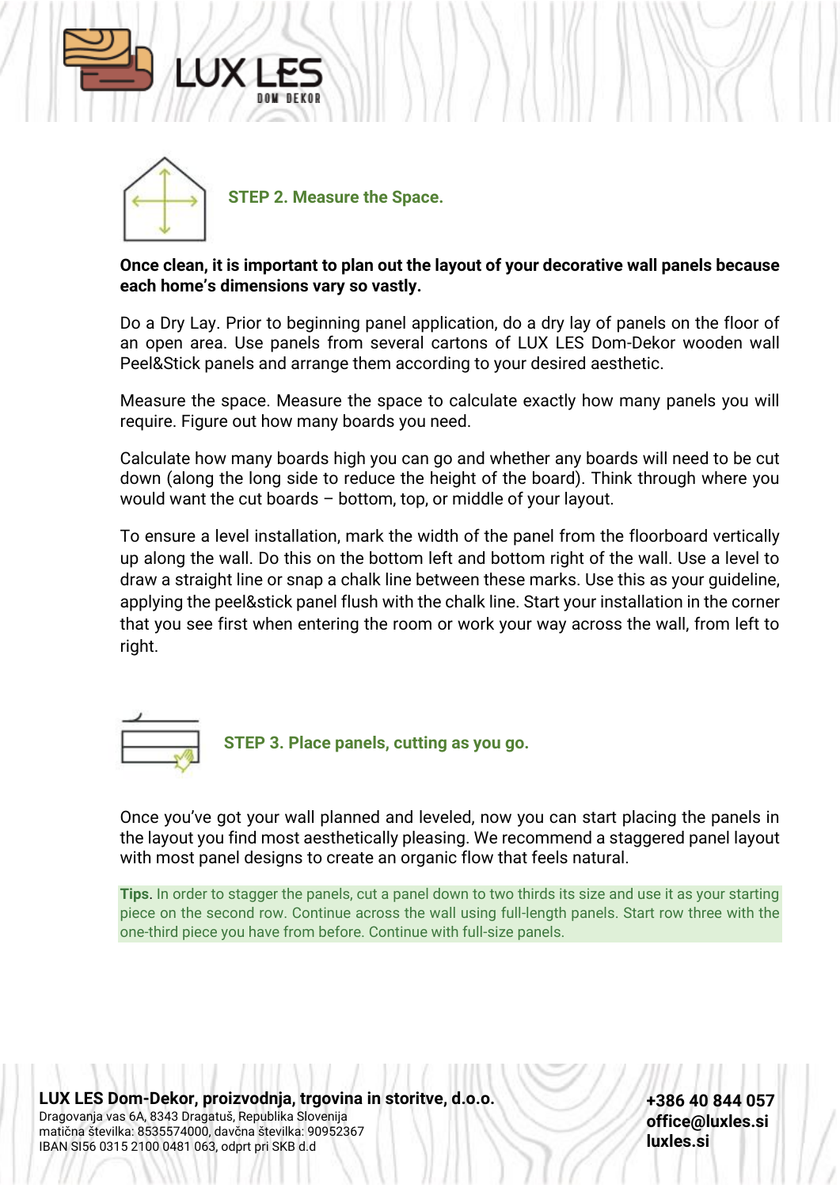## STEP 2. Measure the Space.

**Once clean, it is important to plan out the layout of your decorative wall panels because each home's dimensions vary so vastly.**

Do a Dry Lay. Prior to beginning panel application, do a dry lay of panels on the floor of an open area. Use panels from several cartons of LUX LES Dom-Dekor wooden wall Peel&Stick panels and arrange them according to your desired aesthetic.

Measure the space. Measure the space to calculate exactly how many panels you will require. Figure out how many boards you need.

Calculate how many boards high you can go and whether any boards will need to be cut down (along the long side to reduce the height of the board). Think through where you would want the cut boards – bottom, top, or middle of your layout.

To ensure a level installation, mark the width of the panel from the floorboard vertically up along the wall. Do this on the bottom left and bottom right of the wall. Use a level to draw a straight line or snap a chalk line between these marks. Use this as your guideline, applying the peel&stick panel flush with the chalk line. Start your installation in the corner that you see first when entering the room or work your way across the wall, from left to right.

## STEP 3. Place panels, cutting as you go.

Once you've got your wall planned and leveled, now you can start placing the panels in the layout you find most aesthetically pleasing. We recommend a staggered panel layout with most panel designs to create an organic flow that feels natural.

**Tips.** In order to stagger the panels, cut a panel down to two thirds its size and use it as your starting piece on the second row. Continue across the wall using full-length panels. Start row three with the one-third piece you have from before. Continue with full-size panels.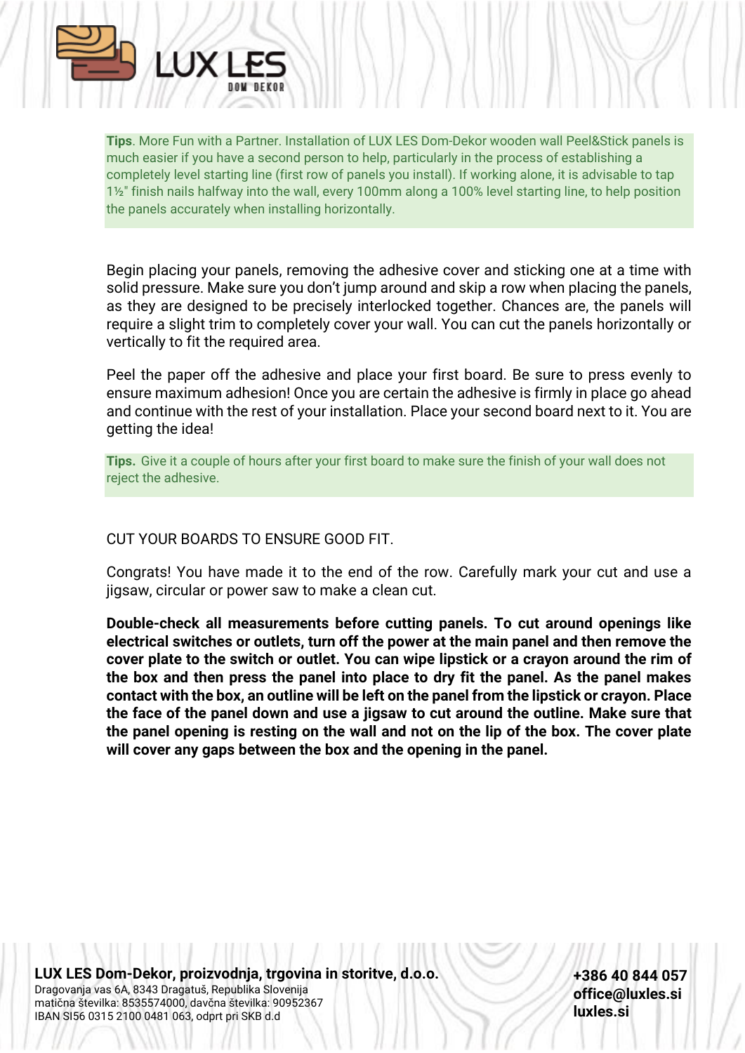**Tips**. More Fun with a Partner. Installation of LUX LES Dom-Dekor wooden wall Peel&Stick panels is much easier if you have a second person to help, particularly in the process of establishing a completely level starting line (first row of panels you install). If working alone, it is advisable to tap 1½" finish nails halfway into the wall, every 100mm along a 100% level starting line, to help position the panels accurately when installing horizontally.

Begin placing your panels, removing the adhesive cover and sticking one at a time with solid pressure. Make sure you don't jump around and skip a row when placing the panels, as they are designed to be precisely interlocked together. Chances are, the panels will require a slight trim to completely cover your wall. You can cut the panels horizontally or vertically to fit the required area.

Peel the paper off the adhesive and place your first board. Be sure to press evenly to ensure maximum adhesion! Once you are certain the adhesive is firmly in place go ahead and continue with the rest of your installation. Place your second board next to it. You are getting the idea!

**Tips.** Give it a couple of hours after your first board to make sure the finish of your wall does not reject the adhesive.

CUT YOUR BOARDS TO ENSURE GOOD FIT.

Congrats! You have made it to the end of the row. Carefully mark your cut and use a jigsaw, circular or power saw to make a clean cut.

**Double-check all measurements before cutting panels. To cut around openings like electrical switches or outlets, turn off the power at the main panel and then remove the cover plate to the switch or outlet. You can wipe lipstick or a crayon around the rim of the box and then press the panel into place to dry fit the panel. As the panel makes contact with the box, an outline will be left on the panel from the lipstick or crayon. Place the face of the panel down and use a jigsaw to cut around the outline. Make sure that the panel opening is resting on the wall and not on the lip of the box. The cover plate will cover any gaps between the box and the opening in the panel.**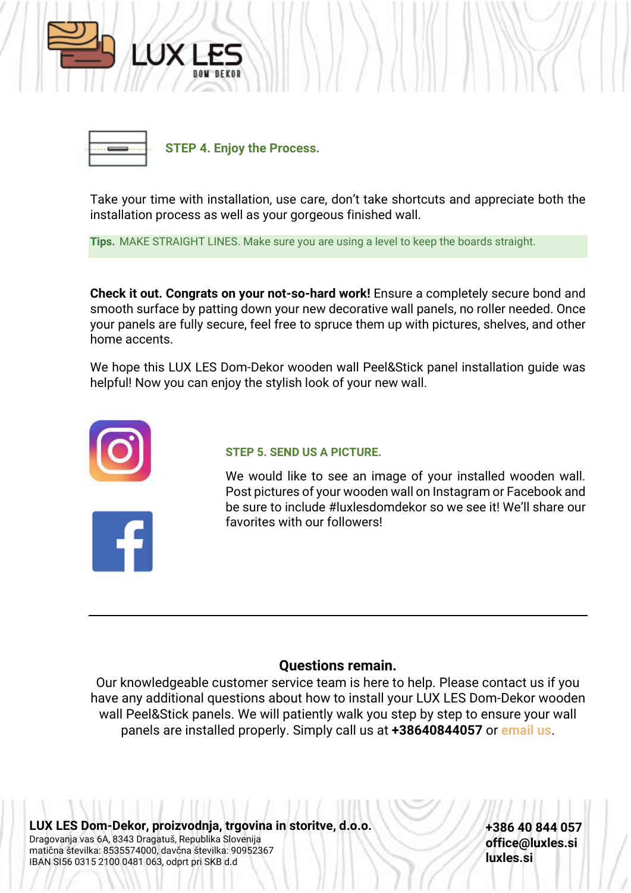## STEP 4. Enjoy the Process.

Take your time with installation, use care, don't take shortcuts and appreciate both the installation process as well as your gorgeous finished wall.

**Tips.** MAKE STRAIGHT LINES. Make sure you are using a level to keep the boards straight.

**Check it out. Congrats on your not-so-hard work!** Ensure a completely secure bond and smooth surface by patting down your new decorative wall panels, no roller needed. Once your panels are fully secure, feel free to spruce them up with pictures, shelves, and other home accents.

We hope this LUX LES Dom-Dekor wooden wall Peel&Stick panel installation guide was helpful! Now you can enjoy the stylish look of your new wall.

## STEP 5. SEND US A PICTURE.

We would like to see an image of your installed wooden wall. Post pictures of your wooden wall on Instagram or Facebook and be sure to include #luxlesdomdekor so we see it! We'll share our favorites with our followers!

---

### Questions remain.

Our knowledgeable customer service team is here to help. Please contact us if you have any additional questions about how to install your LUX LES Dom-Dekor wooden wall Peel&Stick panels. We will patiently walk you step by step to ensure your wall panels are installed properly. Simply call us at **+38640844057** or email us.

**LUX LES Dom-Dekor, proizvodnja, trgovina in storitve, d.o.o.**
Dragovanja vas 6A, 8343 Dragatuš, Republika Slovenija
matična številka: 8535574000, davčna številka: 90952367
IBAN SI56 0315 2100 0481 063, odprt pri SKB d.d

**+386 40 844 057**
**office@luxles.si**
**luxles.si**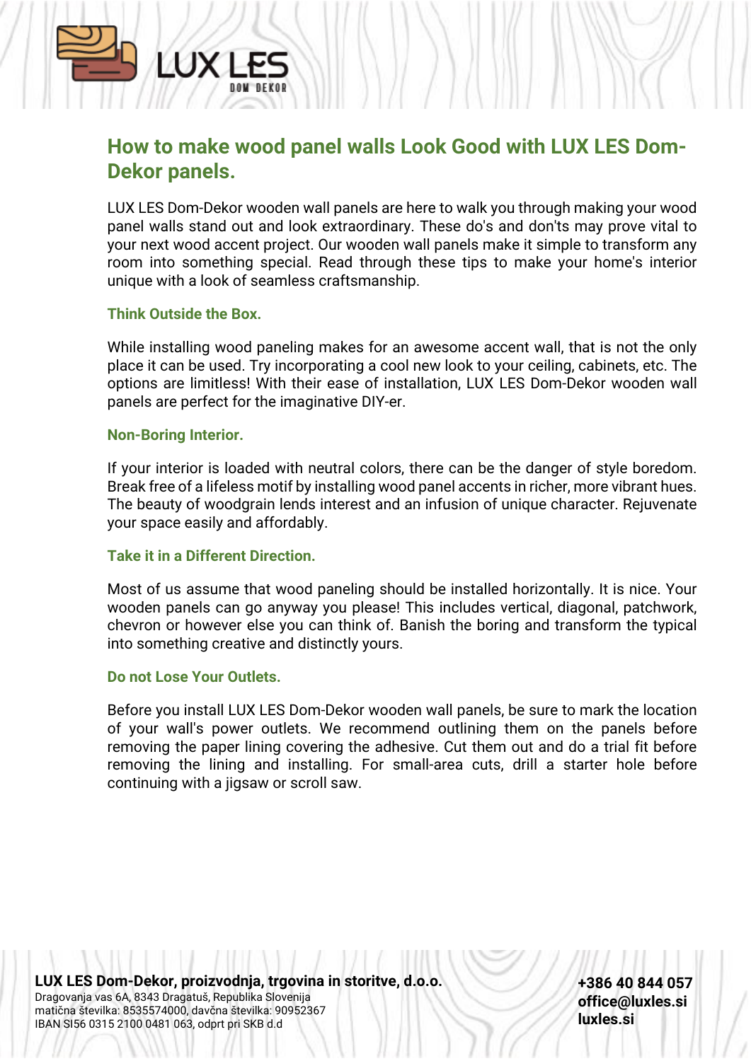## How to make wood panel walls Look Good with LUX LES Dom-Dekor panels.

LUX LES Dom-Dekor wooden wall panels are here to walk you through making your wood panel walls stand out and look extraordinary. These do's and don'ts may prove vital to your next wood accent project. Our wooden wall panels make it simple to transform any room into something special. Read through these tips to make your home's interior unique with a look of seamless craftsmanship.

### Think Outside the Box.

While installing wood paneling makes for an awesome accent wall, that is not the only place it can be used. Try incorporating a cool new look to your ceiling, cabinets, etc. The options are limitless! With their ease of installation, LUX LES Dom-Dekor wooden wall panels are perfect for the imaginative DIY-er.

### Non-Boring Interior.

If your interior is loaded with neutral colors, there can be the danger of style boredom. Break free of a lifeless motif by installing wood panel accents in richer, more vibrant hues. The beauty of woodgrain lends interest and an infusion of unique character. Rejuvenate your space easily and affordably.

### Take it in a Different Direction.

Most of us assume that wood paneling should be installed horizontally. It is nice. Your wooden panels can go anyway you please! This includes vertical, diagonal, patchwork, chevron or however else you can think of. Banish the boring and transform the typical into something creative and distinctly yours.

### Do not Lose Your Outlets.

Before you install LUX LES Dom-Dekor wooden wall panels, be sure to mark the location of your wall's power outlets. We recommend outlining them on the panels before removing the paper lining covering the adhesive. Cut them out and do a trial fit before removing the lining and installing. For small-area cuts, drill a starter hole before continuing with a jigsaw or scroll saw.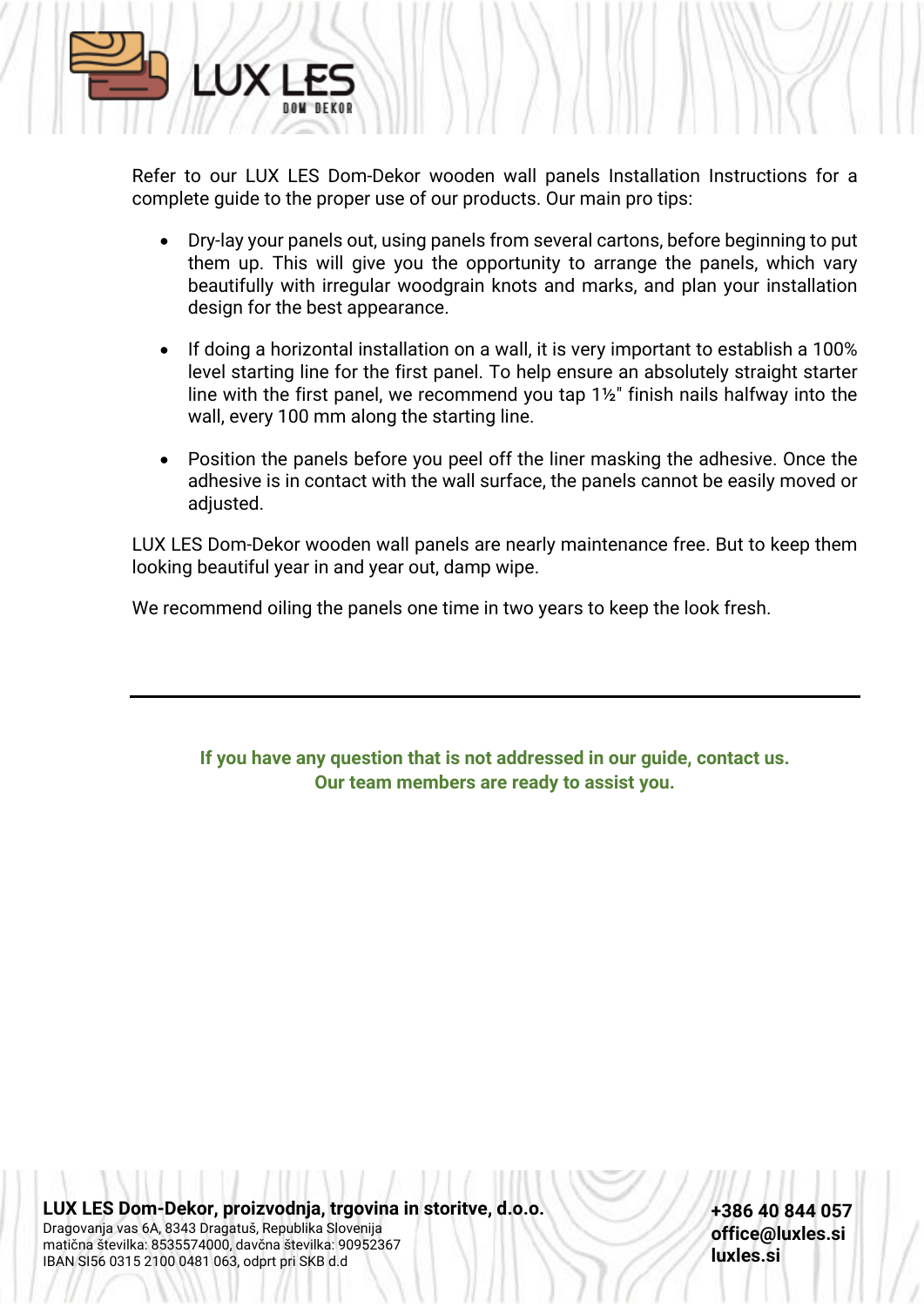Refer to our LUX LES Dom-Dekor wooden wall panels Installation Instructions for a complete guide to the proper use of our products. Our main pro tips:

- Dry-lay your panels out, using panels from several cartons, before beginning to put them up. This will give you the opportunity to arrange the panels, which vary beautifully with irregular woodgrain knots and marks, and plan your installation design for the best appearance.
- If doing a horizontal installation on a wall, it is very important to establish a 100% level starting line for the first panel. To help ensure an absolutely straight starter line with the first panel, we recommend you tap 1½" finish nails halfway into the wall, every 100 mm along the starting line.
- Position the panels before you peel off the liner masking the adhesive. Once the adhesive is in contact with the wall surface, the panels cannot be easily moved or adjusted.

LUX LES Dom-Dekor wooden wall panels are nearly maintenance free. But to keep them looking beautiful year in and year out, damp wipe.

We recommend oiling the panels one time in two years to keep the look fresh.

---

**If you have any question that is not addressed in our guide, contact us.**
**Our team members are ready to assist you.**